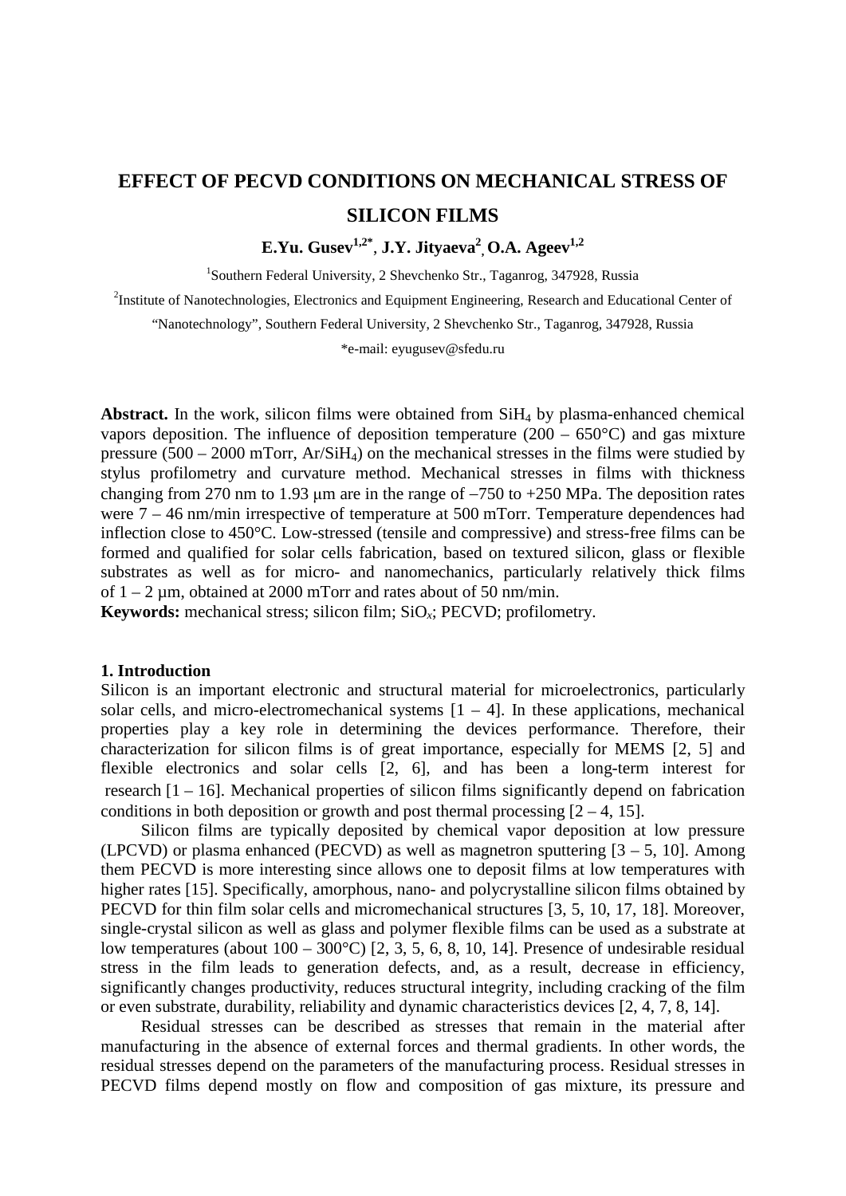# EFFECT OF PECVD CONDITIONS ON MECHANICAL STRESS OF SILICON FILMS

**E.Yu. Gusev[1,2*], J.Y. Jityaeva[2], O.A. Ageev[1,2]**

[1]Southern Federal University, 2 Shevchenko Str., Taganrog, 347928, Russia

[2]Institute of Nanotechnologies, Electronics and Equipment Engineering, Research and Educational Center of "Nanotechnology", Southern Federal University, 2 Shevchenko Str., Taganrog, 347928, Russia

*e-mail: eyugusev@sfedu.ru

**Abstract.** In the work, silicon films were obtained from $SiH_4$ by plasma-enhanced chemical vapors deposition. The influence of deposition temperature (200 – 650°C) and gas mixture pressure (500 – 2000 mTorr, $Ar/SiH_4$) on the mechanical stresses in the films were studied by stylus profilometry and curvature method. Mechanical stresses in films with thickness changing from 270 nm to 1.93 μm are in the range of –750 to +250 MPa. The deposition rates were 7 – 46 nm/min irrespective of temperature at 500 mTorr. Temperature dependences had inflection close to 450°C. Low-stressed (tensile and compressive) and stress-free films can be formed and qualified for solar cells fabrication, based on textured silicon, glass or flexible substrates as well as for micro- and nanomechanics, particularly relatively thick films of 1 – 2 μm, obtained at 2000 mTorr and rates about of 50 nm/min.

**Keywords:** mechanical stress; silicon film; $SiO_x$; PECVD; profilometry.

## 1. Introduction

Silicon is an important electronic and structural material for microelectronics, particularly solar cells, and micro-electromechanical systems [1 – 4]. In these applications, mechanical properties play a key role in determining the devices performance. Therefore, their characterization for silicon films is of great importance, especially for MEMS [2, 5] and flexible electronics and solar cells [2, 6], and has been a long-term interest for research [1 – 16]. Mechanical properties of silicon films significantly depend on fabrication conditions in both deposition or growth and post thermal processing [2 – 4, 15].

Silicon films are typically deposited by chemical vapor deposition at low pressure (LPCVD) or plasma enhanced (PECVD) as well as magnetron sputtering [3 – 5, 10]. Among them PECVD is more interesting since allows one to deposit films at low temperatures with higher rates [15]. Specifically, amorphous, nano- and polycrystalline silicon films obtained by PECVD for thin film solar cells and micromechanical structures [3, 5, 10, 17, 18]. Moreover, single-crystal silicon as well as glass and polymer flexible films can be used as a substrate at low temperatures (about 100 – 300°C) [2, 3, 5, 6, 8, 10, 14]. Presence of undesirable residual stress in the film leads to generation defects, and, as a result, decrease in efficiency, significantly changes productivity, reduces structural integrity, including cracking of the film or even substrate, durability, reliability and dynamic characteristics devices [2, 4, 7, 8, 14].

Residual stresses can be described as stresses that remain in the material after manufacturing in the absence of external forces and thermal gradients. In other words, the residual stresses depend on the parameters of the manufacturing process. Residual stresses in PECVD films depend mostly on flow and composition of gas mixture, its pressure and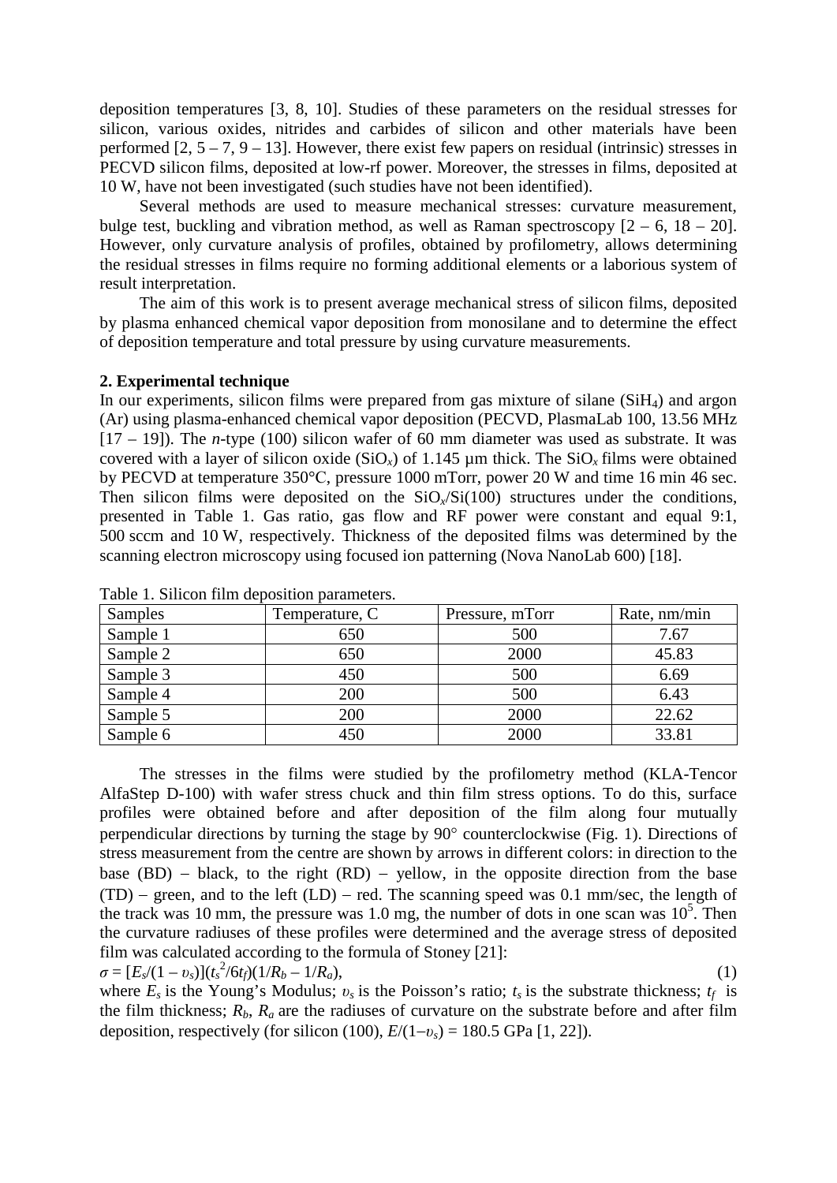deposition temperatures [3, 8, 10]. Studies of these parameters on the residual stresses for silicon, various oxides, nitrides and carbides of silicon and other materials have been performed [2, 5 – 7, 9 – 13]. However, there exist few papers on residual (intrinsic) stresses in PECVD silicon films, deposited at low-rf power. Moreover, the stresses in films, deposited at 10 W, have not been investigated (such studies have not been identified).

Several methods are used to measure mechanical stresses: curvature measurement, bulge test, buckling and vibration method, as well as Raman spectroscopy [2 – 6, 18 – 20]. However, only curvature analysis of profiles, obtained by profilometry, allows determining the residual stresses in films require no forming additional elements or a laborious system of result interpretation.

The aim of this work is to present average mechanical stress of silicon films, deposited by plasma enhanced chemical vapor deposition from monosilane and to determine the effect of deposition temperature and total pressure by using curvature measurements.

## 2. Experimental technique

In our experiments, silicon films were prepared from gas mixture of silane ($SiH_4$) and argon (Ar) using plasma-enhanced chemical vapor deposition (PECVD, PlasmaLab 100, 13.56 MHz [17 – 19]). The *n*-type (100) silicon wafer of 60 mm diameter was used as substrate. It was covered with a layer of silicon oxide ($SiO_x$) of 1.145 µm thick. The $SiO_x$ films were obtained by PECVD at temperature 350°C, pressure 1000 mTorr, power 20 W and time 16 min 46 sec. Then silicon films were deposited on the $SiO_x$/Si(100) structures under the conditions, presented in Table 1. Gas ratio, gas flow and RF power were constant and equal 9:1, 500 sccm and 10 W, respectively. Thickness of the deposited films was determined by the scanning electron microscopy using focused ion patterning (Nova NanoLab 600) [18].

Table 1. Silicon film deposition parameters.

| Samples | Temperature, C | Pressure, mTorr | Rate, nm/min |
|---|---|---|---|
| Sample 1 | 650 | 500 | 7.67 |
| Sample 2 | 650 | 2000 | 45.83 |
| Sample 3 | 450 | 500 | 6.69 |
| Sample 4 | 200 | 500 | 6.43 |
| Sample 5 | 200 | 2000 | 22.62 |
| Sample 6 | 450 | 2000 | 33.81 |

The stresses in the films were studied by the profilometry method (KLA-Tencor AlfaStep D-100) with wafer stress chuck and thin film stress options. To do this, surface profiles were obtained before and after deposition of the film along four mutually perpendicular directions by turning the stage by 90° counterclockwise (Fig. 1). Directions of stress measurement from the centre are shown by arrows in different colors: in direction to the base (BD) – black, to the right (RD) – yellow, in the opposite direction from the base (TD) – green, and to the left (LD) – red. The scanning speed was 0.1 mm/sec, the length of the track was 10 mm, the pressure was 1.0 mg, the number of dots in one scan was $10^5$. Then the curvature radiuses of these profiles were determined and the average stress of deposited film was calculated according to the formula of Stoney [21]:

$$\sigma = [E_s/(1 - \upsilon_s)](t_s^2/6t_f)(1/R_b - 1/R_a), \tag{1}$$

where $E_s$ is the Young's Modulus; $\upsilon_s$ is the Poisson's ratio; $t_s$ is the substrate thickness; $t_f$ is the film thickness; $R_b$, $R_a$ are the radiuses of curvature on the substrate before and after film deposition, respectively (for silicon (100), $E/(1-\upsilon_s)$ = 180.5 GPa [1, 22]).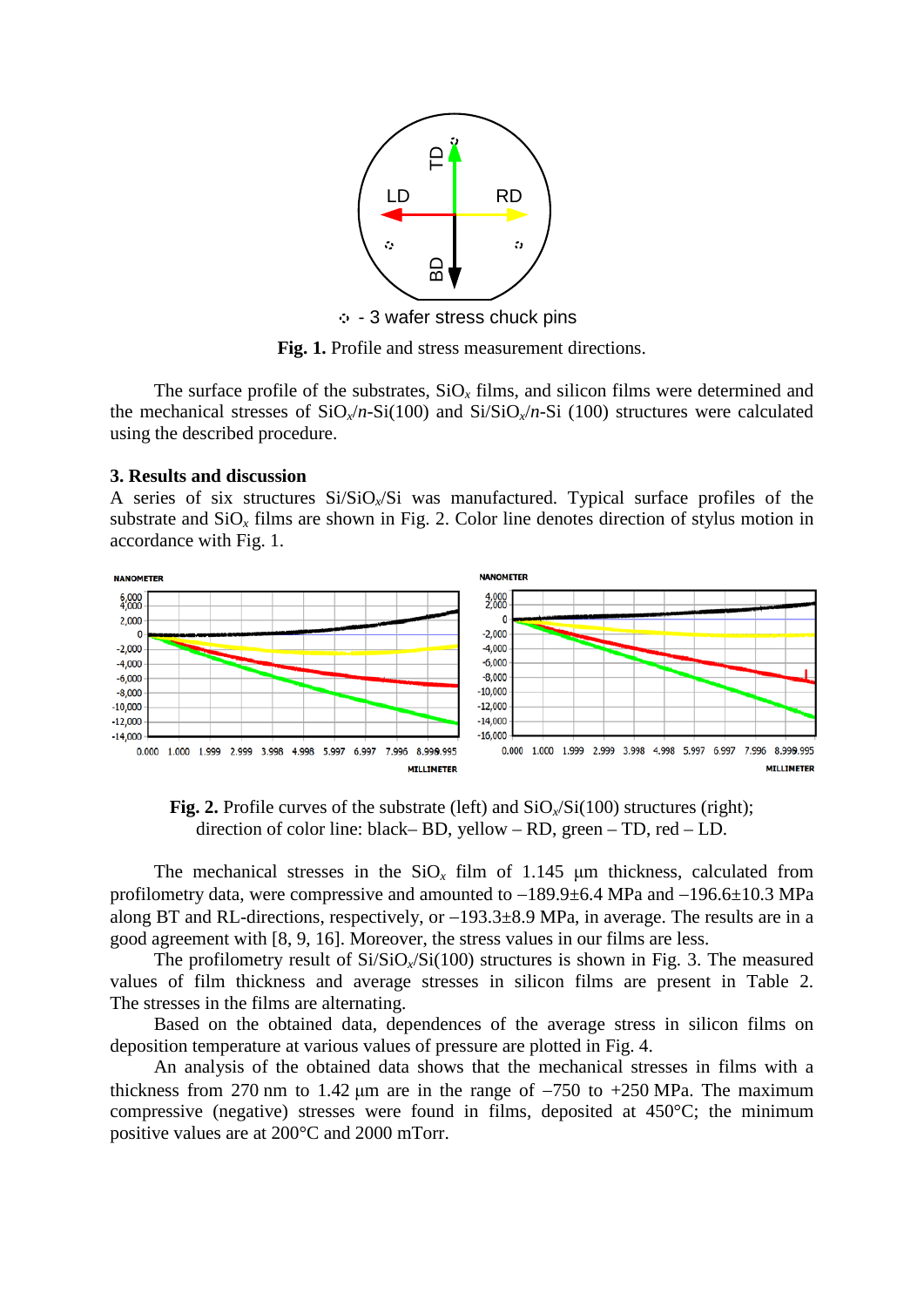TD

LD

RD

BD

- 3 wafer stress chuck pins

**Fig. 1.** Profile and stress measurement directions.

The surface profile of the substrates, $SiO_x$ films, and silicon films were determined and the mechanical stresses of $SiO_x$/*n*-Si(100) and Si/$SiO_x$/*n*-Si (100) structures were calculated using the described procedure.

### 3. Results and discussion

A series of six structures Si/$SiO_x$/Si was manufactured. Typical surface profiles of the substrate and $SiO_x$ films are shown in Fig. 2. Color line denotes direction of stylus motion in accordance with Fig. 1.

NANOMETER

6,000
4,000
2,000
0
-2,000
-4,000
-6,000
-8,000
-10,000
-12,000
-14,000

0.000 1.000 1.999 2.999 3.998 4.998 5.997 6.997 7.996 8.996 9.995

MILLIMETER

NANOMETER

4,000
2,000
0
-2,000
-4,000
-6,000
-8,000
-10,000
-12,000
-14,000
-16,000

0.000 1.000 1.999 2.999 3.998 4.998 5.997 6.997 7.996 8.999 9.995

MILLIMETER

**Fig. 2.** Profile curves of the substrate (left) and $SiO_x$/Si(100) structures (right); direction of color line: black– BD, yellow – RD, green – TD, red – LD.

The mechanical stresses in the $SiO_x$ film of 1.145 μm thickness, calculated from profilometry data, were compressive and amounted to –189.9±6.4 MPa and –196.6±10.3 MPa along BT and RL-directions, respectively, or –193.3±8.9 MPa, in average. The results are in a good agreement with [8, 9, 16]. Moreover, the stress values in our films are less.

The profilometry result of Si/$SiO_x$/Si(100) structures is shown in Fig. 3. The measured values of film thickness and average stresses in silicon films are present in Table 2. The stresses in the films are alternating.

Based on the obtained data, dependences of the average stress in silicon films on deposition temperature at various values of pressure are plotted in Fig. 4.

An analysis of the obtained data shows that the mechanical stresses in films with a thickness from 270 nm to 1.42 μm are in the range of –750 to +250 MPa. The maximum compressive (negative) stresses were found in films, deposited at 450°C; the minimum positive values are at 200°C and 2000 mTorr.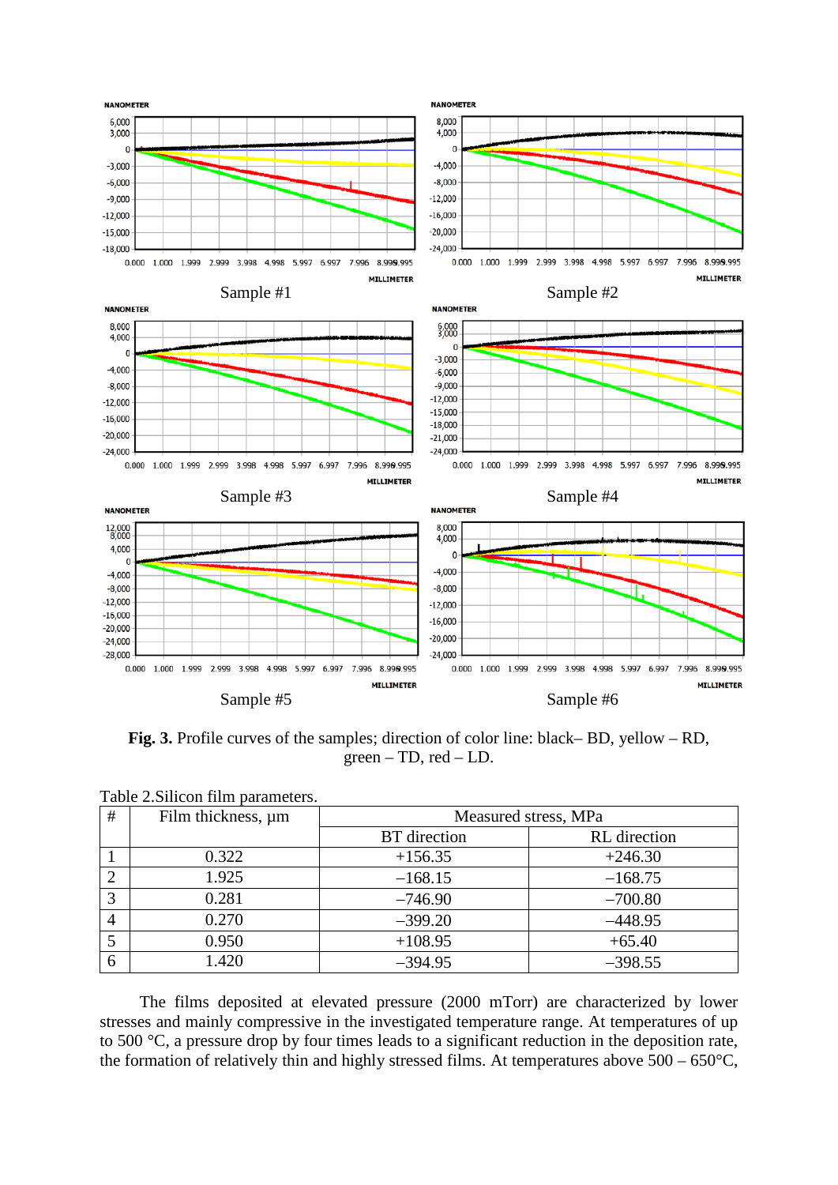NANOMETER

6,000
3,000
0
-3,000
-6,000
-9,000
-12,000
-15,000
-18,000

0.000 1.000 1.999 2.999 3.998 4.998 5.997 6.997 7.996 8.996 8.995

MILLIMETER

Sample #1

NANOMETER

8,000
4,000
0
-4,000
-8,000
-12,000
-16,000
-20,000
-24,000

0.000 1.000 1.999 2.999 3.998 4.998 5.997 6.997 7.996 8.995 8.995

MILLIMETER

Sample #2

NANOMETER

8,000
4,000
0
-4,000
-8,000
-12,000
-16,000
-20,000
-24,000

0.000 1.000 1.999 2.999 3.998 4.998 5.997 6.997 7.996 8.996 8.995

MILLIMETER

Sample #3

NANOMETER

6,000
3,000
0
-3,000
-6,000
-9,000
-12,000
-15,000
-18,000
-21,000
-24,000

0.000 1.000 1.999 2.999 3.998 4.998 5.997 6.997 7.996 8.995 8.995

MILLIMETER

Sample #4

NANOMETER

12,000
8,000
4,000
0
-4,000
-8,000
-12,000
-16,000
-20,000
-24,000
-28,000

0.000 1.000 1.999 2.999 3.998 4.998 5.997 6.997 7.996 8.996 8.995

MILLIMETER

Sample #5

NANOMETER

8,000
4,000
0
-4,000
-8,000
-12,000
-16,000
-20,000
-24,000

0.000 1.000 1.999 2.999 3.998 4.998 5.997 6.997 7.996 8.996 8.995

MILLIMETER

Sample #6

**Fig. 3.** Profile curves of the samples; direction of color line: black– BD, yellow – RD, green – TD, red – LD.

Table 2.Silicon film parameters.

| # | Film thickness, µm | Measured stress, MPa | |
|---|---|---|---|
| | | BT direction | RL direction |
| 1 | 0.322 | +156.35 | +246.30 |
| 2 | 1.925 | –168.15 | –168.75 |
| 3 | 0.281 | –746.90 | –700.80 |
| 4 | 0.270 | –399.20 | –448.95 |
| 5 | 0.950 | +108.95 | +65.40 |
| 6 | 1.420 | –394.95 | –398.55 |

The films deposited at elevated pressure (2000 mTorr) are characterized by lower stresses and mainly compressive in the investigated temperature range. At temperatures of up to 500 °C, a pressure drop by four times leads to a significant reduction in the deposition rate, the formation of relatively thin and highly stressed films. At temperatures above 500 – 650°C,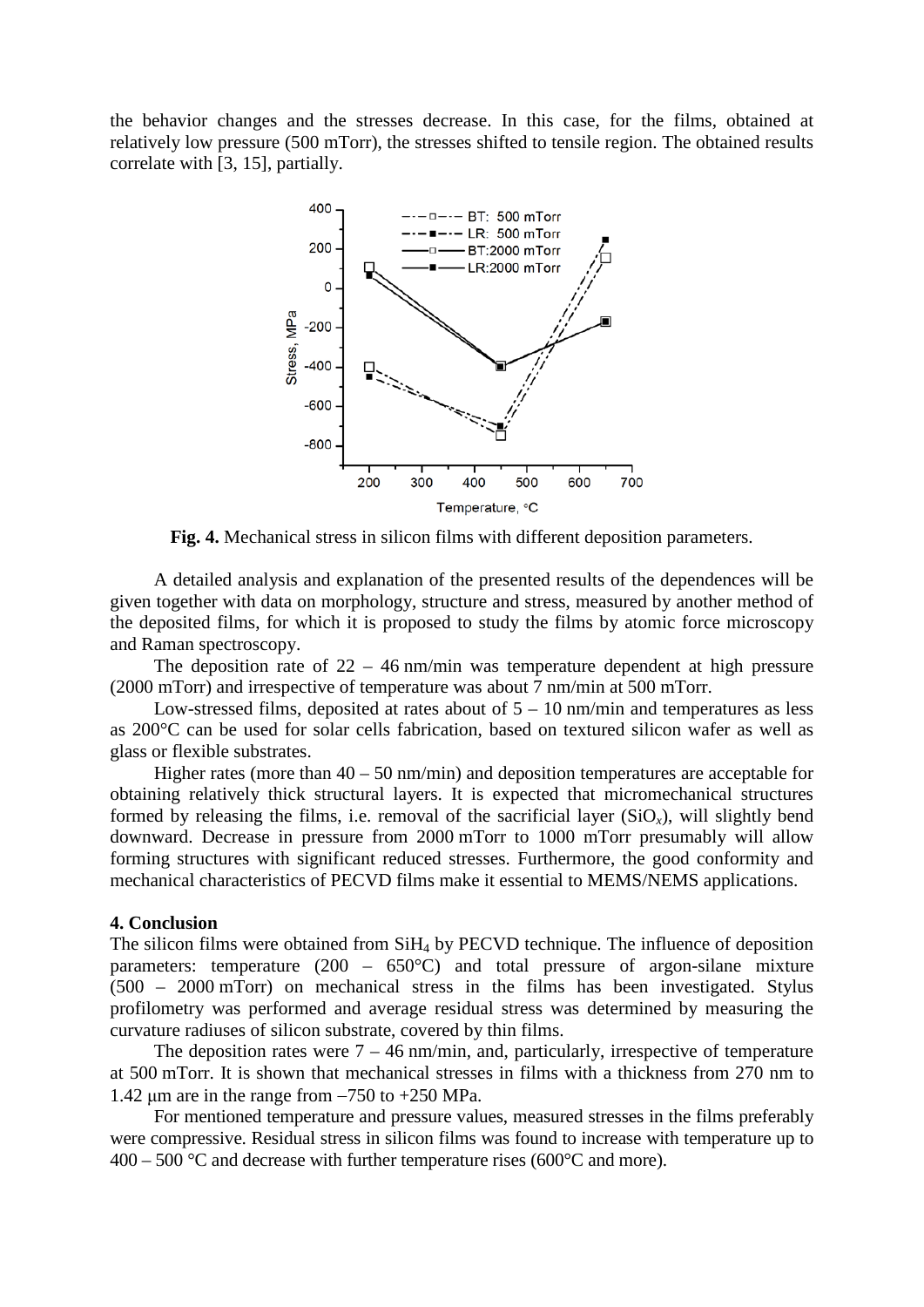the behavior changes and the stresses decrease. In this case, for the films, obtained at relatively low pressure (500 mTorr), the stresses shifted to tensile region. The obtained results correlate with [3, 15], partially.

BT: 500 mTorr
LR: 500 mTorr
BT:2000 mTorr
LR:2000 mTorr

Stress, MPa

400
200
0
-200
-400
-600
-800

200 300 400 500 600 700

Temperature, °C

**Fig. 4.** Mechanical stress in silicon films with different deposition parameters.

A detailed analysis and explanation of the presented results of the dependences will be given together with data on morphology, structure and stress, measured by another method of the deposited films, for which it is proposed to study the films by atomic force microscopy and Raman spectroscopy.

The deposition rate of 22 – 46 nm/min was temperature dependent at high pressure (2000 mTorr) and irrespective of temperature was about 7 nm/min at 500 mTorr.

Low-stressed films, deposited at rates about of 5 – 10 nm/min and temperatures as less as 200°C can be used for solar cells fabrication, based on textured silicon wafer as well as glass or flexible substrates.

Higher rates (more than 40 – 50 nm/min) and deposition temperatures are acceptable for obtaining relatively thick structural layers. It is expected that micromechanical structures formed by releasing the films, i.e. removal of the sacrificial layer ($SiO_x$), will slightly bend downward. Decrease in pressure from 2000 mTorr to 1000 mTorr presumably will allow forming structures with significant reduced stresses. Furthermore, the good conformity and mechanical characteristics of PECVD films make it essential to MEMS/NEMS applications.

## 4. Conclusion

The silicon films were obtained from $SiH_4$ by PECVD technique. The influence of deposition parameters: temperature (200 – 650°C) and total pressure of argon-silane mixture (500 – 2000 mTorr) on mechanical stress in the films has been investigated. Stylus profilometry was performed and average residual stress was determined by measuring the curvature radiuses of silicon substrate, covered by thin films.

The deposition rates were 7 – 46 nm/min, and, particularly, irrespective of temperature at 500 mTorr. It is shown that mechanical stresses in films with a thickness from 270 nm to 1.42 μm are in the range from −750 to +250 MPa.

For mentioned temperature and pressure values, measured stresses in the films preferably were compressive. Residual stress in silicon films was found to increase with temperature up to 400 – 500 °C and decrease with further temperature rises (600°C and more).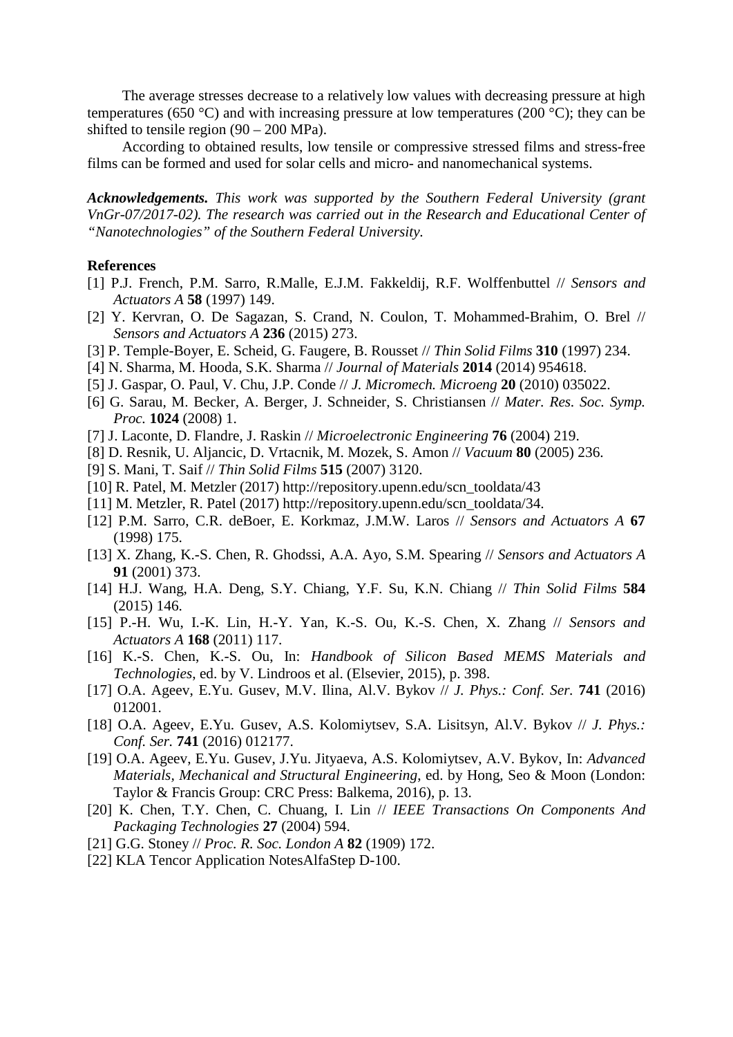The average stresses decrease to a relatively low values with decreasing pressure at high temperatures (650 °C) and with increasing pressure at low temperatures (200 °C); they can be shifted to tensile region (90 – 200 MPa).

According to obtained results, low tensile or compressive stressed films and stress-free films can be formed and used for solar cells and micro- and nanomechanical systems.

***Acknowledgements.*** *This work was supported by the Southern Federal University (grant VnGr-07/2017-02). The research was carried out in the Research and Educational Center of "Nanotechnologies" of the Southern Federal University.*

**References**

[1] P.J. French, P.M. Sarro, R.Malle, E.J.M. Fakkeldij, R.F. Wolffenbuttel // *Sensors and Actuators A* **58** (1997) 149.

[2] Y. Kervran, O. De Sagazan, S. Crand, N. Coulon, T. Mohammed-Brahim, O. Brel // *Sensors and Actuators A* **236** (2015) 273.

[3] P. Temple-Boyer, E. Scheid, G. Faugere, B. Rousset // *Thin Solid Films* **310** (1997) 234.

[4] N. Sharma, M. Hooda, S.K. Sharma // *Journal of Materials* **2014** (2014) 954618.

[5] J. Gaspar, O. Paul, V. Chu, J.P. Conde // *J. Micromech. Microeng* **20** (2010) 035022.

[6] G. Sarau, M. Becker, A. Berger, J. Schneider, S. Christiansen // *Mater. Res. Soc. Symp. Proc.* **1024** (2008) 1.

[7] J. Laconte, D. Flandre, J. Raskin // *Microelectronic Engineering* **76** (2004) 219.

[8] D. Resnik, U. Aljancic, D. Vrtacnik, M. Mozek, S. Amon // *Vacuum* **80** (2005) 236.

[9] S. Mani, T. Saif // *Thin Solid Films* **515** (2007) 3120.

[10] R. Patel, M. Metzler (2017) http://repository.upenn.edu/scn_tooldata/43

[11] M. Metzler, R. Patel (2017) http://repository.upenn.edu/scn_tooldata/34.

[12] P.M. Sarro, C.R. deBoer, E. Korkmaz, J.M.W. Laros // *Sensors and Actuators A* **67** (1998) 175.

[13] X. Zhang, K.-S. Chen, R. Ghodssi, A.A. Ayo, S.M. Spearing // *Sensors and Actuators A* **91** (2001) 373.

[14] H.J. Wang, H.A. Deng, S.Y. Chiang, Y.F. Su, K.N. Chiang // *Thin Solid Films* **584** (2015) 146.

[15] P.-H. Wu, I.-K. Lin, H.-Y. Yan, K.-S. Ou, K.-S. Chen, X. Zhang // *Sensors and Actuators A* **168** (2011) 117.

[16] K.-S. Chen, K.-S. Ou, In: *Handbook of Silicon Based MEMS Materials and Technologies*, ed. by V. Lindroos et al. (Elsevier, 2015), p. 398.

[17] O.A. Ageev, E.Yu. Gusev, M.V. Ilina, Al.V. Bykov // *J. Phys.: Conf. Ser.* **741** (2016) 012001.

[18] O.A. Ageev, E.Yu. Gusev, A.S. Kolomiytsev, S.A. Lisitsyn, Al.V. Bykov // *J. Phys.: Conf. Ser.* **741** (2016) 012177.

[19] O.A. Ageev, E.Yu. Gusev, J.Yu. Jityaeva, A.S. Kolomiytsev, A.V. Bykov, In: *Advanced Materials, Mechanical and Structural Engineering*, ed. by Hong, Seo & Moon (London: Taylor & Francis Group: CRC Press: Balkema, 2016), p. 13.

[20] K. Chen, T.Y. Chen, C. Chuang, I. Lin // *IEEE Transactions On Components And Packaging Technologies* **27** (2004) 594.

[21] G.G. Stoney // *Proc. R. Soc. London A* **82** (1909) 172.

[22] KLA Tencor Application NotesAlfaStep D-100.